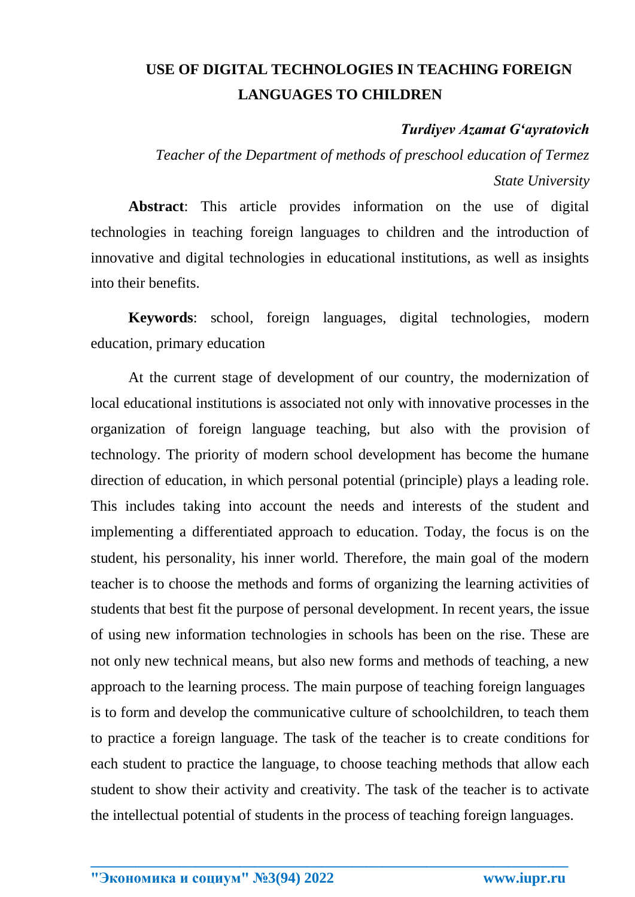# USE OF DIGITAL TECHNOLOGIES IN TEACHING FOREIGN LANGUAGES TO CHILDREN

***Turdiyev Azamat G'ayratovich***

*Teacher of the Department of methods of preschool education of Termez State University*

**Abstract**: This article provides information on the use of digital technologies in teaching foreign languages to children and the introduction of innovative and digital technologies in educational institutions, as well as insights into their benefits.

**Keywords**: school, foreign languages, digital technologies, modern education, primary education

At the current stage of development of our country, the modernization of local educational institutions is associated not only with innovative processes in the organization of foreign language teaching, but also with the provision of technology. The priority of modern school development has become the humane direction of education, in which personal potential (principle) plays a leading role. This includes taking into account the needs and interests of the student and implementing a differentiated approach to education. Today, the focus is on the student, his personality, his inner world. Therefore, the main goal of the modern teacher is to choose the methods and forms of organizing the learning activities of students that best fit the purpose of personal development. In recent years, the issue of using new information technologies in schools has been on the rise. These are not only new technical means, but also new forms and methods of teaching, a new approach to the learning process. The main purpose of teaching foreign languages is to form and develop the communicative culture of schoolchildren, to teach them to practice a foreign language. The task of the teacher is to create conditions for each student to practice the language, to choose teaching methods that allow each student to show their activity and creativity. The task of the teacher is to activate the intellectual potential of students in the process of teaching foreign languages.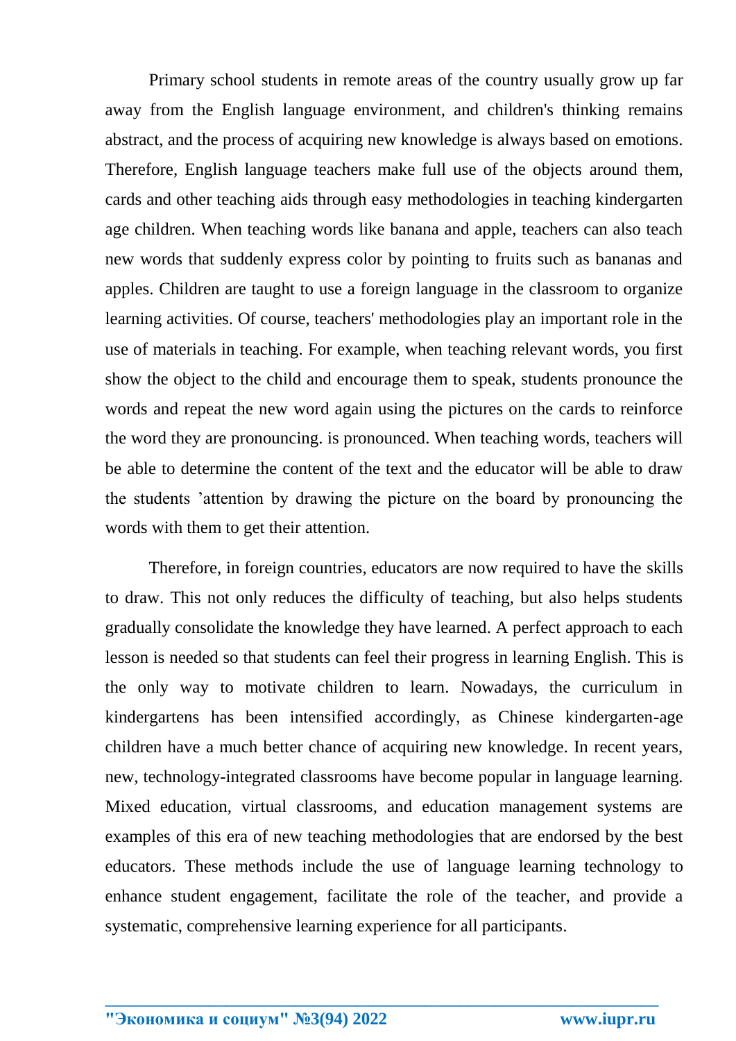Primary school students in remote areas of the country usually grow up far away from the English language environment, and children's thinking remains abstract, and the process of acquiring new knowledge is always based on emotions. Therefore, English language teachers make full use of the objects around them, cards and other teaching aids through easy methodologies in teaching kindergarten age children. When teaching words like banana and apple, teachers can also teach new words that suddenly express color by pointing to fruits such as bananas and apples. Children are taught to use a foreign language in the classroom to organize learning activities. Of course, teachers' methodologies play an important role in the use of materials in teaching. For example, when teaching relevant words, you first show the object to the child and encourage them to speak, students pronounce the words and repeat the new word again using the pictures on the cards to reinforce the word they are pronouncing. is pronounced. When teaching words, teachers will be able to determine the content of the text and the educator will be able to draw the students 'attention by drawing the picture on the board by pronouncing the words with them to get their attention.

Therefore, in foreign countries, educators are now required to have the skills to draw. This not only reduces the difficulty of teaching, but also helps students gradually consolidate the knowledge they have learned. A perfect approach to each lesson is needed so that students can feel their progress in learning English. This is the only way to motivate children to learn. Nowadays, the curriculum in kindergartens has been intensified accordingly, as Chinese kindergarten-age children have a much better chance of acquiring new knowledge. In recent years, new, technology-integrated classrooms have become popular in language learning. Mixed education, virtual classrooms, and education management systems are examples of this era of new teaching methodologies that are endorsed by the best educators. These methods include the use of language learning technology to enhance student engagement, facilitate the role of the teacher, and provide a systematic, comprehensive learning experience for all participants.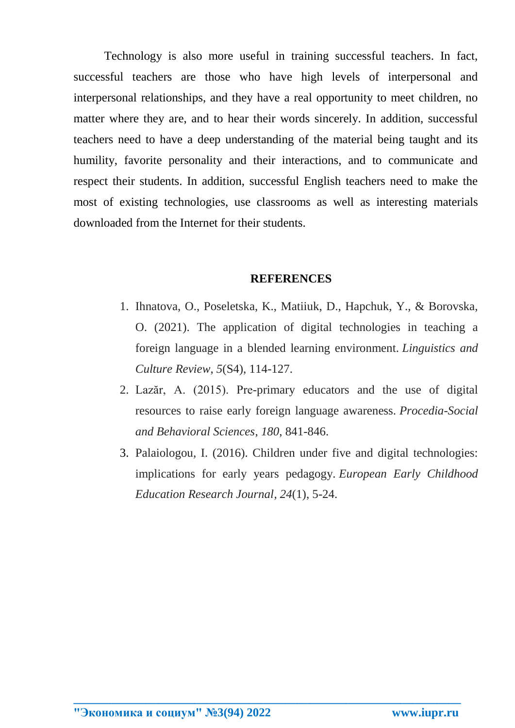Technology is also more useful in training successful teachers. In fact, successful teachers are those who have high levels of interpersonal and interpersonal relationships, and they have a real opportunity to meet children, no matter where they are, and to hear their words sincerely. In addition, successful teachers need to have a deep understanding of the material being taught and its humility, favorite personality and their interactions, and to communicate and respect their students. In addition, successful English teachers need to make the most of existing technologies, use classrooms as well as interesting materials downloaded from the Internet for their students.

## REFERENCES

1. Ihnatova, O., Poseletska, K., Matiiuk, D., Hapchuk, Y., & Borovska, O. (2021). The application of digital technologies in teaching a foreign language in a blended learning environment. *Linguistics and Culture Review*, *5*(S4), 114-127.
2. Lazăr, A. (2015). Pre-primary educators and the use of digital resources to raise early foreign language awareness. *Procedia-Social and Behavioral Sciences*, *180*, 841-846.
3. Palaiologou, I. (2016). Children under five and digital technologies: implications for early years pedagogy. *European Early Childhood Education Research Journal*, *24*(1), 5-24.